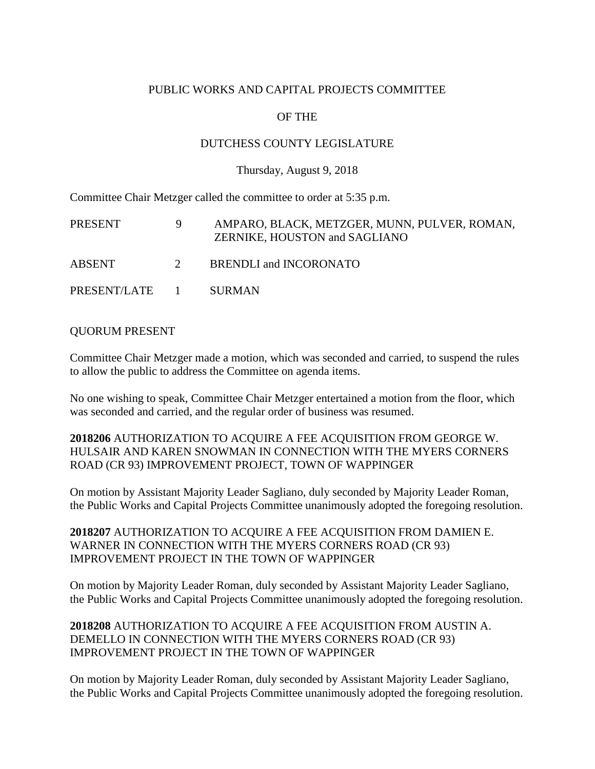PUBLIC WORKS AND CAPITAL PROJECTS COMMITTEE

OF THE

DUTCHESS COUNTY LEGISLATURE

Thursday, August 9, 2018

Committee Chair Metzger called the committee to order at 5:35 p.m.

| | | |
|---|---|---|
| PRESENT | 9 | AMPARO, BLACK, METZGER, MUNN, PULVER, ROMAN, ZERNIKE, HOUSTON and SAGLIANO |
| ABSENT | 2 | BRENDLI and INCORONATO |
| PRESENT/LATE | 1 | SURMAN |

QUORUM PRESENT

Committee Chair Metzger made a motion, which was seconded and carried, to suspend the rules to allow the public to address the Committee on agenda items.

No one wishing to speak, Committee Chair Metzger entertained a motion from the floor, which was seconded and carried, and the regular order of business was resumed.

**2018206** AUTHORIZATION TO ACQUIRE A FEE ACQUISITION FROM GEORGE W. HULSAIR AND KAREN SNOWMAN IN CONNECTION WITH THE MYERS CORNERS ROAD (CR 93) IMPROVEMENT PROJECT, TOWN OF WAPPINGER

On motion by Assistant Majority Leader Sagliano, duly seconded by Majority Leader Roman, the Public Works and Capital Projects Committee unanimously adopted the foregoing resolution.

**2018207** AUTHORIZATION TO ACQUIRE A FEE ACQUISITION FROM DAMIEN E. WARNER IN CONNECTION WITH THE MYERS CORNERS ROAD (CR 93) IMPROVEMENT PROJECT IN THE TOWN OF WAPPINGER

On motion by Majority Leader Roman, duly seconded by Assistant Majority Leader Sagliano, the Public Works and Capital Projects Committee unanimously adopted the foregoing resolution.

**2018208** AUTHORIZATION TO ACQUIRE A FEE ACQUISITION FROM AUSTIN A. DEMELLO IN CONNECTION WITH THE MYERS CORNERS ROAD (CR 93) IMPROVEMENT PROJECT IN THE TOWN OF WAPPINGER

On motion by Majority Leader Roman, duly seconded by Assistant Majority Leader Sagliano, the Public Works and Capital Projects Committee unanimously adopted the foregoing resolution.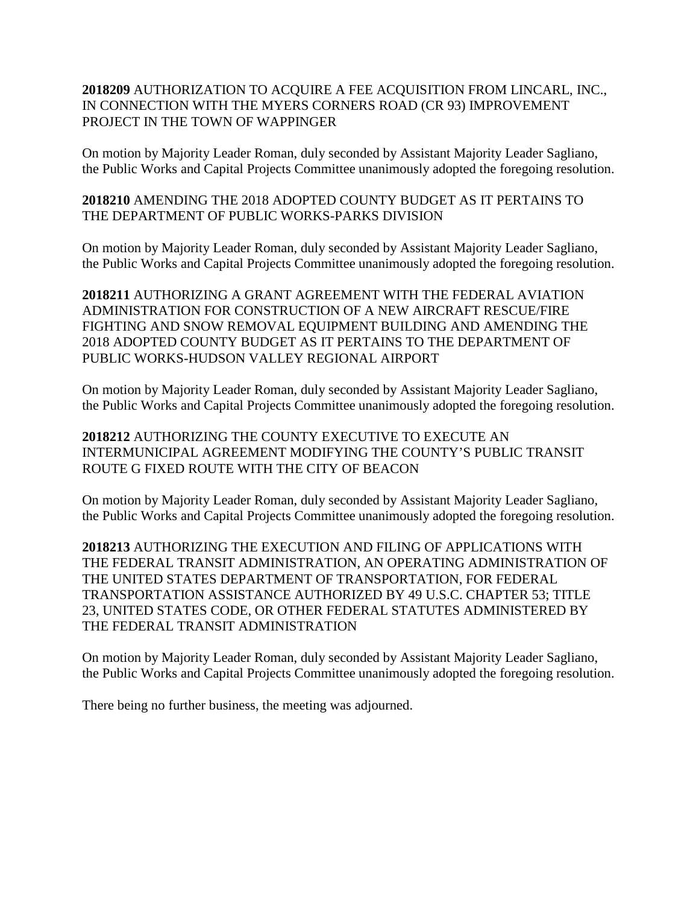**2018209** AUTHORIZATION TO ACQUIRE A FEE ACQUISITION FROM LINCARL, INC., IN CONNECTION WITH THE MYERS CORNERS ROAD (CR 93) IMPROVEMENT PROJECT IN THE TOWN OF WAPPINGER

On motion by Majority Leader Roman, duly seconded by Assistant Majority Leader Sagliano, the Public Works and Capital Projects Committee unanimously adopted the foregoing resolution.

**2018210** AMENDING THE 2018 ADOPTED COUNTY BUDGET AS IT PERTAINS TO THE DEPARTMENT OF PUBLIC WORKS-PARKS DIVISION

On motion by Majority Leader Roman, duly seconded by Assistant Majority Leader Sagliano, the Public Works and Capital Projects Committee unanimously adopted the foregoing resolution.

**2018211** AUTHORIZING A GRANT AGREEMENT WITH THE FEDERAL AVIATION ADMINISTRATION FOR CONSTRUCTION OF A NEW AIRCRAFT RESCUE/FIRE FIGHTING AND SNOW REMOVAL EQUIPMENT BUILDING AND AMENDING THE 2018 ADOPTED COUNTY BUDGET AS IT PERTAINS TO THE DEPARTMENT OF PUBLIC WORKS-HUDSON VALLEY REGIONAL AIRPORT

On motion by Majority Leader Roman, duly seconded by Assistant Majority Leader Sagliano, the Public Works and Capital Projects Committee unanimously adopted the foregoing resolution.

**2018212** AUTHORIZING THE COUNTY EXECUTIVE TO EXECUTE AN INTERMUNICIPAL AGREEMENT MODIFYING THE COUNTY'S PUBLIC TRANSIT ROUTE G FIXED ROUTE WITH THE CITY OF BEACON

On motion by Majority Leader Roman, duly seconded by Assistant Majority Leader Sagliano, the Public Works and Capital Projects Committee unanimously adopted the foregoing resolution.

**2018213** AUTHORIZING THE EXECUTION AND FILING OF APPLICATIONS WITH THE FEDERAL TRANSIT ADMINISTRATION, AN OPERATING ADMINISTRATION OF THE UNITED STATES DEPARTMENT OF TRANSPORTATION, FOR FEDERAL TRANSPORTATION ASSISTANCE AUTHORIZED BY 49 U.S.C. CHAPTER 53; TITLE 23, UNITED STATES CODE, OR OTHER FEDERAL STATUTES ADMINISTERED BY THE FEDERAL TRANSIT ADMINISTRATION

On motion by Majority Leader Roman, duly seconded by Assistant Majority Leader Sagliano, the Public Works and Capital Projects Committee unanimously adopted the foregoing resolution.

There being no further business, the meeting was adjourned.